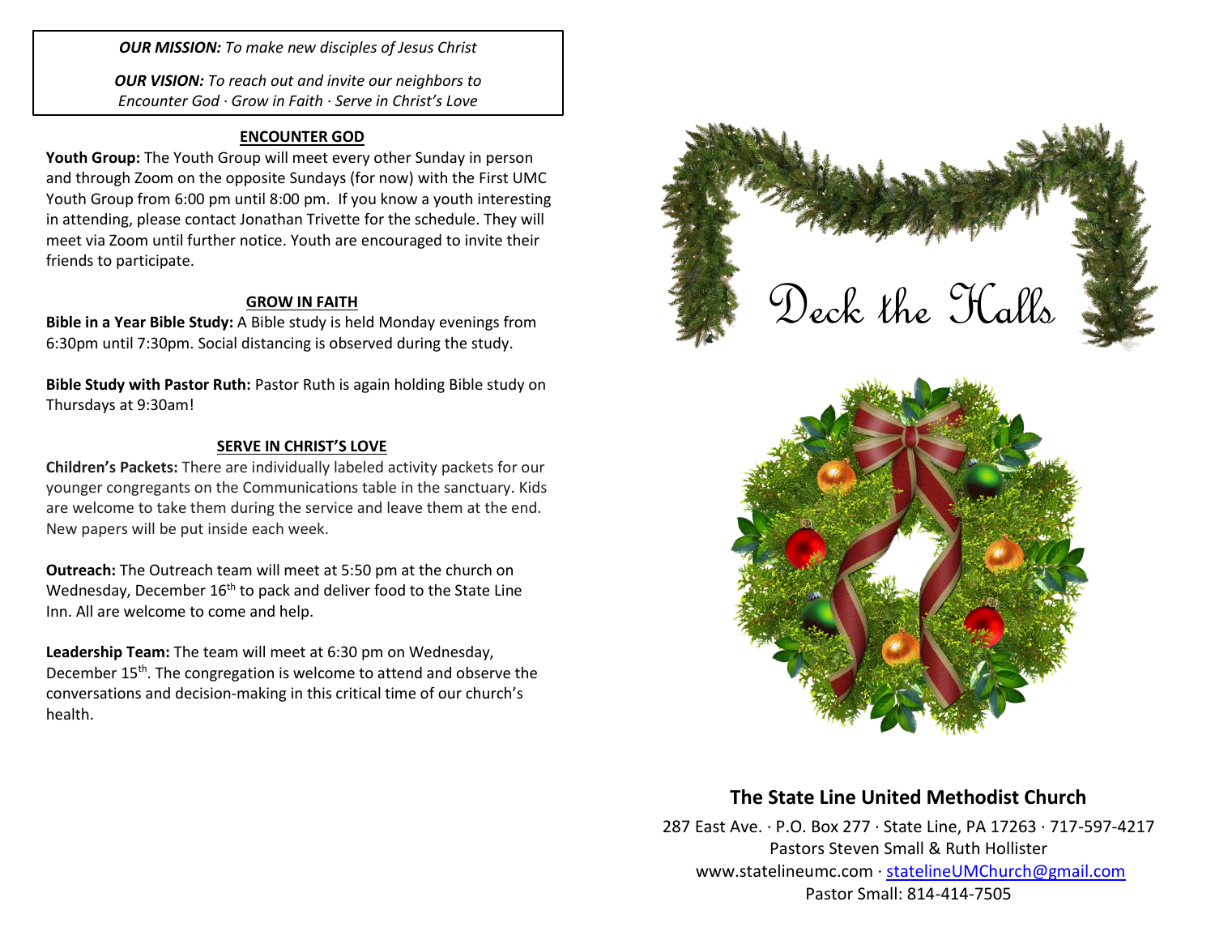***OUR MISSION:*** *To make new disciples of Jesus Christ*

***OUR VISION:*** *To reach out and invite our neighbors to Encounter God · Grow in Faith · Serve in Christ's Love*

## ENCOUNTER GOD

**Youth Group:** The Youth Group will meet every other Sunday in person and through Zoom on the opposite Sundays (for now) with the First UMC Youth Group from 6:00 pm until 8:00 pm. If you know a youth interesting in attending, please contact Jonathan Trivette for the schedule. They will meet via Zoom until further notice. Youth are encouraged to invite their friends to participate.

## GROW IN FAITH

**Bible in a Year Bible Study:** A Bible study is held Monday evenings from 6:30pm until 7:30pm. Social distancing is observed during the study.

**Bible Study with Pastor Ruth:** Pastor Ruth is again holding Bible study on Thursdays at 9:30am!

## SERVE IN CHRIST'S LOVE

**Children's Packets:** There are individually labeled activity packets for our younger congregants on the Communications table in the sanctuary. Kids are welcome to take them during the service and leave them at the end. New papers will be put inside each week.

**Outreach:** The Outreach team will meet at 5:50 pm at the church on Wednesday, December 16th to pack and deliver food to the State Line Inn. All are welcome to come and help.

**Leadership Team:** The team will meet at 6:30 pm on Wednesday, December 15th. The congregation is welcome to attend and observe the conversations and decision-making in this critical time of our church's health.

# Deck the Halls

## The State Line United Methodist Church

287 East Ave. · P.O. Box 277 · State Line, PA 17263 · 717-597-4217
Pastors Steven Small & Ruth Hollister
www.statelineumc.com · statelineUMChurch@gmail.com
Pastor Small: 814-414-7505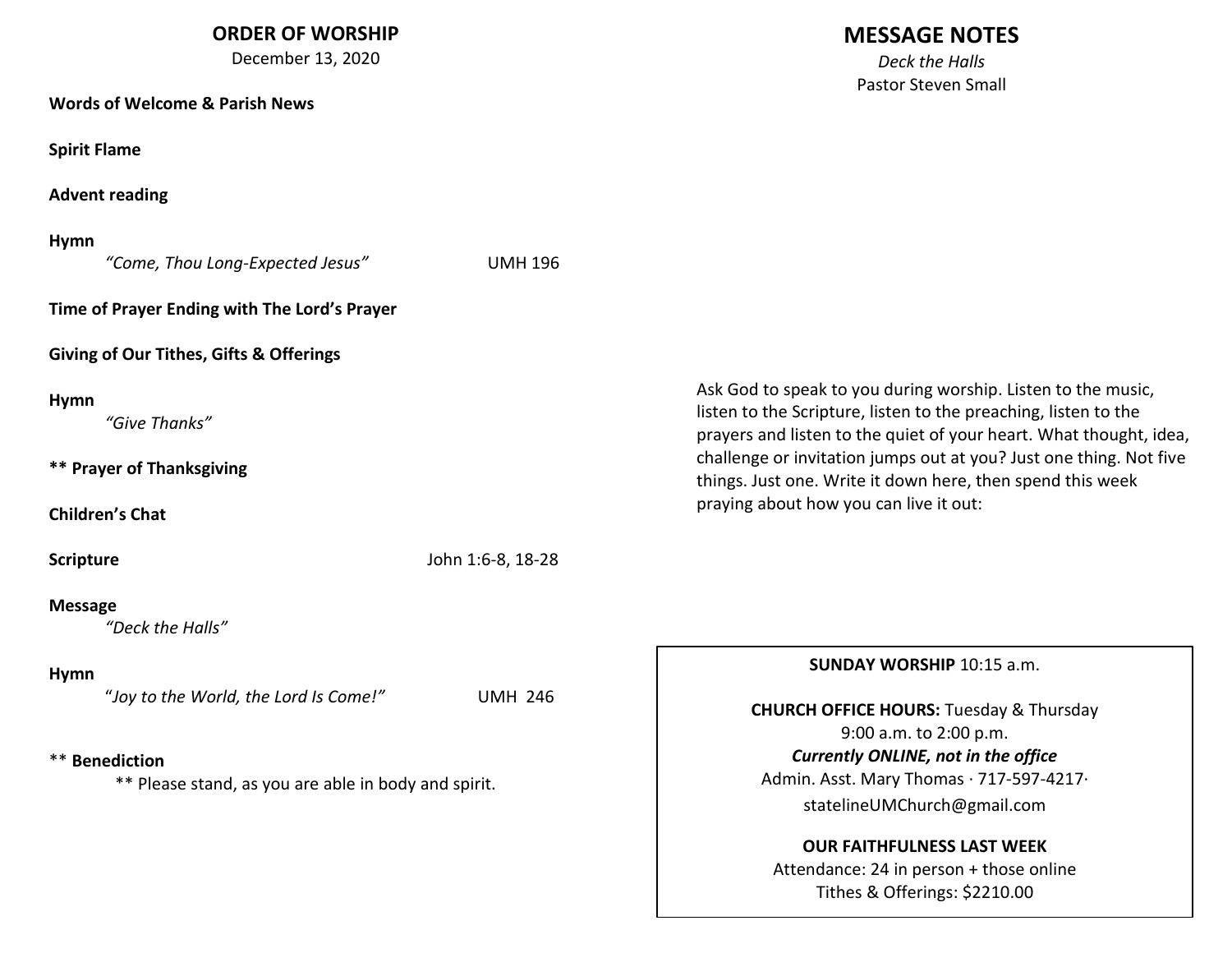## ORDER OF WORSHIP

December 13, 2020

**Words of Welcome & Parish News**

**Spirit Flame**

**Advent reading**

**Hymn**

*"Come, Thou Long-Expected Jesus"* UMH 196

**Time of Prayer Ending with The Lord's Prayer**

**Giving of Our Tithes, Gifts & Offerings**

**Hymn**

*"Give Thanks"*

**\*\* Prayer of Thanksgiving**

**Children's Chat**

**Scripture** John 1:6-8, 18-28

**Message**

*"Deck the Halls"*

**Hymn**

"*Joy to the World, the Lord Is Come!"* UMH 246

** **Benediction**

** Please stand, as you are able in body and spirit.

## MESSAGE NOTES

*Deck the Halls*

Pastor Steven Small

Ask God to speak to you during worship. Listen to the music, listen to the Scripture, listen to the preaching, listen to the prayers and listen to the quiet of your heart. What thought, idea, challenge or invitation jumps out at you? Just one thing. Not five things. Just one. Write it down here, then spend this week praying about how you can live it out:

**SUNDAY WORSHIP** 10:15 a.m.

**CHURCH OFFICE HOURS:** Tuesday & Thursday
9:00 a.m. to 2:00 p.m.
***Currently ONLINE, not in the office***
Admin. Asst. Mary Thomas · 717-597-4217·
statelineUMChurch@gmail.com

**OUR FAITHFULNESS LAST WEEK**
Attendance: 24 in person + those online
Tithes & Offerings: $2210.00